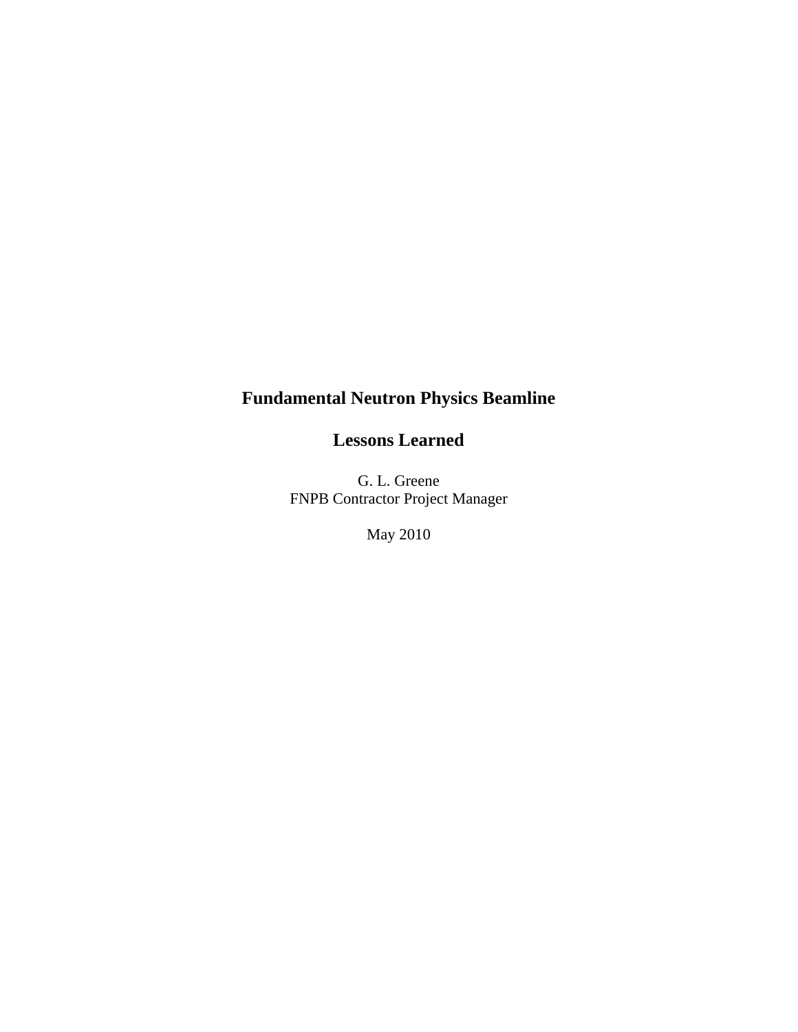# Fundamental Neutron Physics Beamline

## Lessons Learned

G. L. Greene
FNPB Contractor Project Manager

May 2010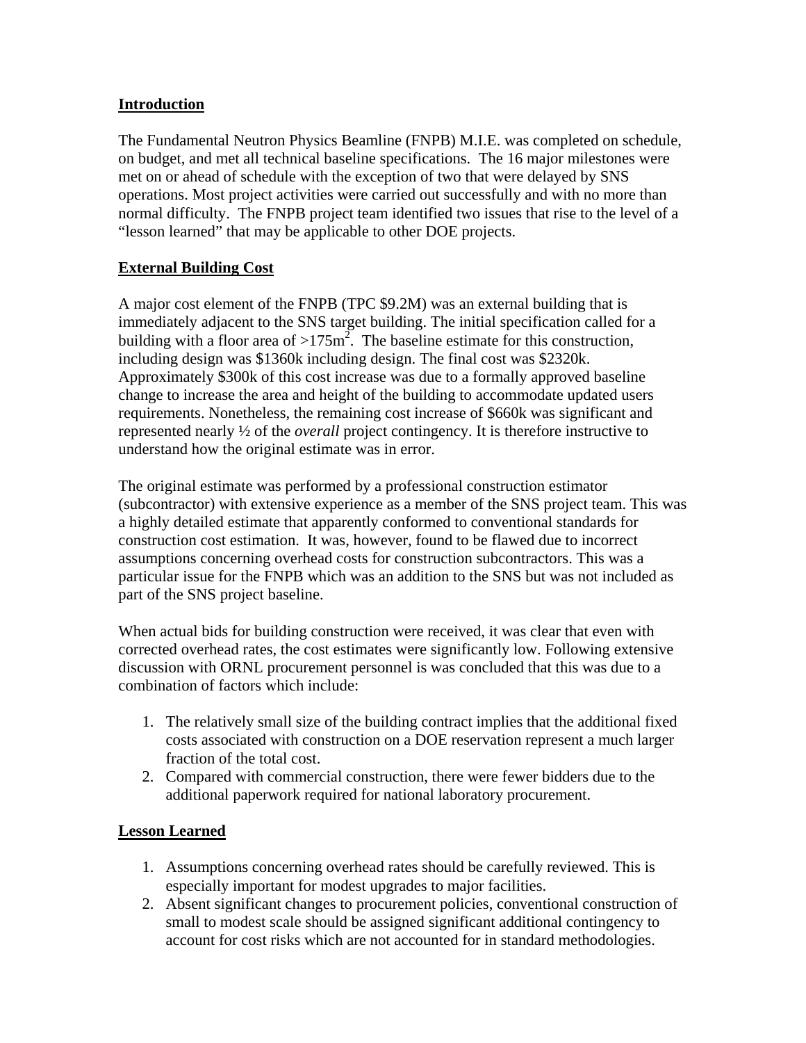## Introduction

The Fundamental Neutron Physics Beamline (FNPB) M.I.E. was completed on schedule, on budget, and met all technical baseline specifications. The 16 major milestones were met on or ahead of schedule with the exception of two that were delayed by SNS operations. Most project activities were carried out successfully and with no more than normal difficulty. The FNPB project team identified two issues that rise to the level of a "lesson learned" that may be applicable to other DOE projects.

## External Building Cost

A major cost element of the FNPB (TPC \$9.2M) was an external building that is immediately adjacent to the SNS target building. The initial specification called for a building with a floor area of $>175m^2$. The baseline estimate for this construction, including design was \$1360k including design. The final cost was \$2320k. Approximately \$300k of this cost increase was due to a formally approved baseline change to increase the area and height of the building to accommodate updated users requirements. Nonetheless, the remaining cost increase of \$660k was significant and represented nearly ½ of the *overall* project contingency. It is therefore instructive to understand how the original estimate was in error.

The original estimate was performed by a professional construction estimator (subcontractor) with extensive experience as a member of the SNS project team. This was a highly detailed estimate that apparently conformed to conventional standards for construction cost estimation. It was, however, found to be flawed due to incorrect assumptions concerning overhead costs for construction subcontractors. This was a particular issue for the FNPB which was an addition to the SNS but was not included as part of the SNS project baseline.

When actual bids for building construction were received, it was clear that even with corrected overhead rates, the cost estimates were significantly low. Following extensive discussion with ORNL procurement personnel is was concluded that this was due to a combination of factors which include:

1. The relatively small size of the building contract implies that the additional fixed costs associated with construction on a DOE reservation represent a much larger fraction of the total cost.
2. Compared with commercial construction, there were fewer bidders due to the additional paperwork required for national laboratory procurement.

## Lesson Learned

1. Assumptions concerning overhead rates should be carefully reviewed. This is especially important for modest upgrades to major facilities.
2. Absent significant changes to procurement policies, conventional construction of small to modest scale should be assigned significant additional contingency to account for cost risks which are not accounted for in standard methodologies.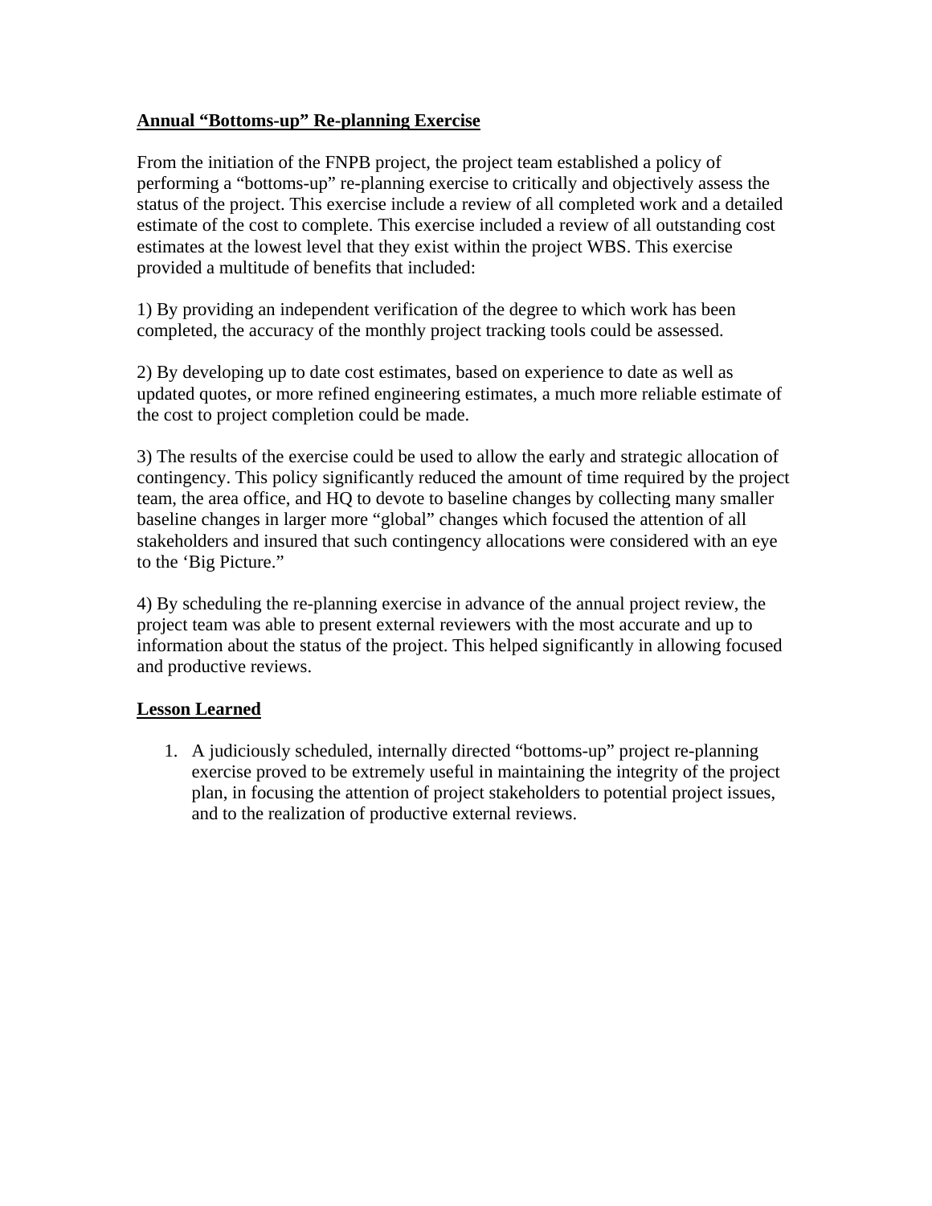**Annual “Bottoms-up” Re-planning Exercise**

From the initiation of the FNPB project, the project team established a policy of performing a “bottoms-up” re-planning exercise to critically and objectively assess the status of the project. This exercise include a review of all completed work and a detailed estimate of the cost to complete. This exercise included a review of all outstanding cost estimates at the lowest level that they exist within the project WBS. This exercise provided a multitude of benefits that included:

1) By providing an independent verification of the degree to which work has been completed, the accuracy of the monthly project tracking tools could be assessed.

2) By developing up to date cost estimates, based on experience to date as well as updated quotes, or more refined engineering estimates, a much more reliable estimate of the cost to project completion could be made.

3) The results of the exercise could be used to allow the early and strategic allocation of contingency. This policy significantly reduced the amount of time required by the project team, the area office, and HQ to devote to baseline changes by collecting many smaller baseline changes in larger more “global” changes which focused the attention of all stakeholders and insured that such contingency allocations were considered with an eye to the ‘Big Picture.”

4) By scheduling the re-planning exercise in advance of the annual project review, the project team was able to present external reviewers with the most accurate and up to information about the status of the project. This helped significantly in allowing focused and productive reviews.

**Lesson Learned**

1. A judiciously scheduled, internally directed “bottoms-up” project re-planning exercise proved to be extremely useful in maintaining the integrity of the project plan, in focusing the attention of project stakeholders to potential project issues, and to the realization of productive external reviews.